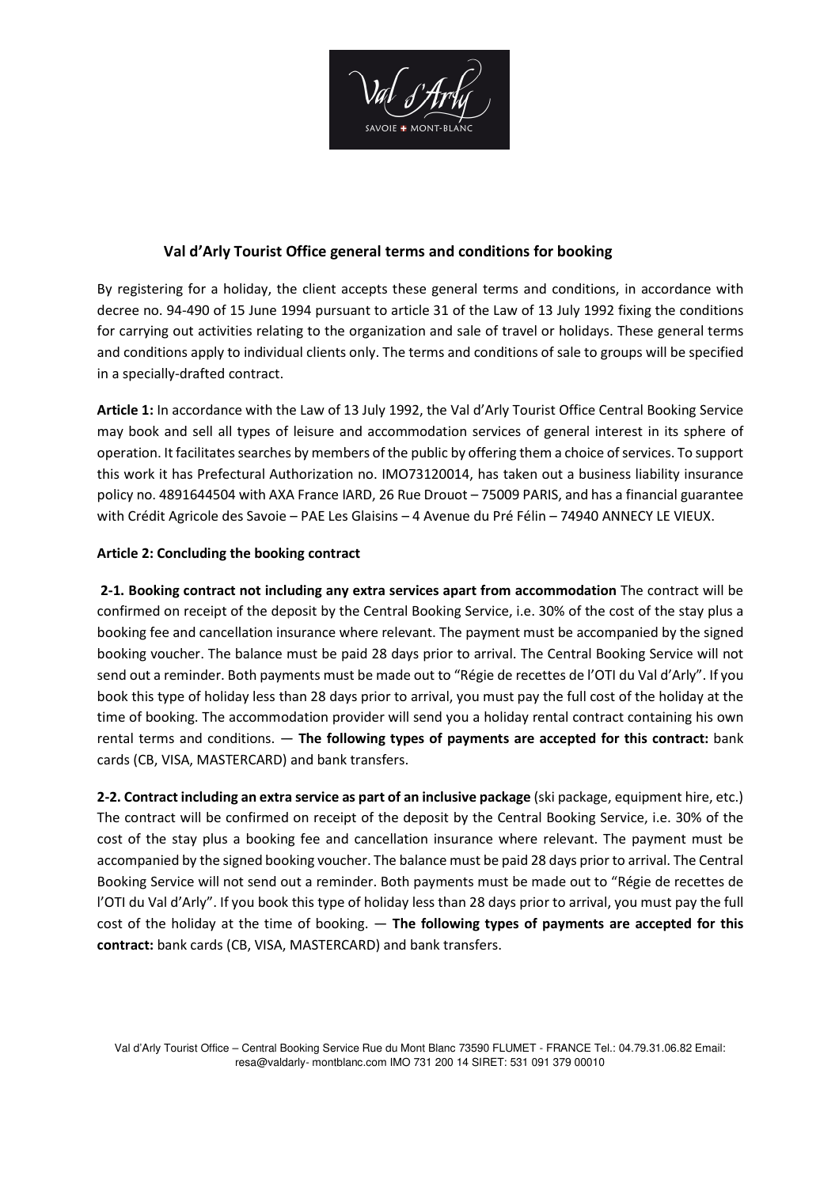## Val d'Arly Tourist Office general terms and conditions for booking

By registering for a holiday, the client accepts these general terms and conditions, in accordance with decree no. 94-490 of 15 June 1994 pursuant to article 31 of the Law of 13 July 1992 fixing the conditions for carrying out activities relating to the organization and sale of travel or holidays. These general terms and conditions apply to individual clients only. The terms and conditions of sale to groups will be specified in a specially-drafted contract.

**Article 1:** In accordance with the Law of 13 July 1992, the Val d'Arly Tourist Office Central Booking Service may book and sell all types of leisure and accommodation services of general interest in its sphere of operation. It facilitates searches by members of the public by offering them a choice of services. To support this work it has Prefectural Authorization no. IMO73120014, has taken out a business liability insurance policy no. 4891644504 with AXA France IARD, 26 Rue Drouot – 75009 PARIS, and has a financial guarantee with Crédit Agricole des Savoie – PAE Les Glaisins – 4 Avenue du Pré Félin – 74940 ANNECY LE VIEUX.

**Article 2: Concluding the booking contract**

**2-1. Booking contract not including any extra services apart from accommodation** The contract will be confirmed on receipt of the deposit by the Central Booking Service, i.e. 30% of the cost of the stay plus a booking fee and cancellation insurance where relevant. The payment must be accompanied by the signed booking voucher. The balance must be paid 28 days prior to arrival. The Central Booking Service will not send out a reminder. Both payments must be made out to "Régie de recettes de l'OTI du Val d'Arly". If you book this type of holiday less than 28 days prior to arrival, you must pay the full cost of the holiday at the time of booking. The accommodation provider will send you a holiday rental contract containing his own rental terms and conditions. — **The following types of payments are accepted for this contract:** bank cards (CB, VISA, MASTERCARD) and bank transfers.

**2-2. Contract including an extra service as part of an inclusive package** (ski package, equipment hire, etc.) The contract will be confirmed on receipt of the deposit by the Central Booking Service, i.e. 30% of the cost of the stay plus a booking fee and cancellation insurance where relevant. The payment must be accompanied by the signed booking voucher. The balance must be paid 28 days prior to arrival. The Central Booking Service will not send out a reminder. Both payments must be made out to "Régie de recettes de l'OTI du Val d'Arly". If you book this type of holiday less than 28 days prior to arrival, you must pay the full cost of the holiday at the time of booking. — **The following types of payments are accepted for this contract:** bank cards (CB, VISA, MASTERCARD) and bank transfers.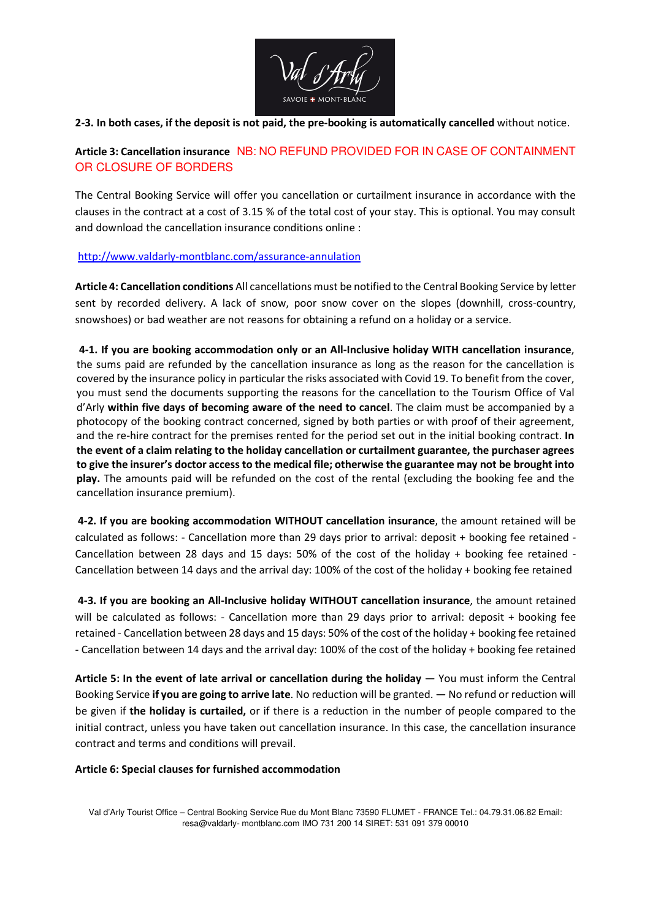**2-3. In both cases, if the deposit is not paid, the pre-booking is automatically cancelled** without notice.

**Article 3: Cancellation insurance** NB: NO REFUND PROVIDED FOR IN CASE OF CONTAINMENT OR CLOSURE OF BORDERS

The Central Booking Service will offer you cancellation or curtailment insurance in accordance with the clauses in the contract at a cost of 3.15 % of the total cost of your stay. This is optional. You may consult and download the cancellation insurance conditions online :

http://www.valdarly-montblanc.com/assurance-annulation

**Article 4: Cancellation conditions** All cancellations must be notified to the Central Booking Service by letter sent by recorded delivery. A lack of snow, poor snow cover on the slopes (downhill, cross-country, snowshoes) or bad weather are not reasons for obtaining a refund on a holiday or a service.

**4-1. If you are booking accommodation only or an All-Inclusive holiday WITH cancellation insurance**, the sums paid are refunded by the cancellation insurance as long as the reason for the cancellation is covered by the insurance policy in particular the risks associated with Covid 19. To benefit from the cover, you must send the documents supporting the reasons for the cancellation to the Tourism Office of Val d'Arly **within five days of becoming aware of the need to cancel**. The claim must be accompanied by a photocopy of the booking contract concerned, signed by both parties or with proof of their agreement, and the re-hire contract for the premises rented for the period set out in the initial booking contract. **In the event of a claim relating to the holiday cancellation or curtailment guarantee, the purchaser agrees to give the insurer's doctor access to the medical file; otherwise the guarantee may not be brought into play.** The amounts paid will be refunded on the cost of the rental (excluding the booking fee and the cancellation insurance premium).

**4-2. If you are booking accommodation WITHOUT cancellation insurance**, the amount retained will be calculated as follows: - Cancellation more than 29 days prior to arrival: deposit + booking fee retained - Cancellation between 28 days and 15 days: 50% of the cost of the holiday + booking fee retained - Cancellation between 14 days and the arrival day: 100% of the cost of the holiday + booking fee retained

**4-3. If you are booking an All-Inclusive holiday WITHOUT cancellation insurance**, the amount retained will be calculated as follows: - Cancellation more than 29 days prior to arrival: deposit + booking fee retained - Cancellation between 28 days and 15 days: 50% of the cost of the holiday + booking fee retained - Cancellation between 14 days and the arrival day: 100% of the cost of the holiday + booking fee retained

**Article 5: In the event of late arrival or cancellation during the holiday** — You must inform the Central Booking Service **if you are going to arrive late**. No reduction will be granted. — No refund or reduction will be given if **the holiday is curtailed,** or if there is a reduction in the number of people compared to the initial contract, unless you have taken out cancellation insurance. In this case, the cancellation insurance contract and terms and conditions will prevail.

**Article 6: Special clauses for furnished accommodation**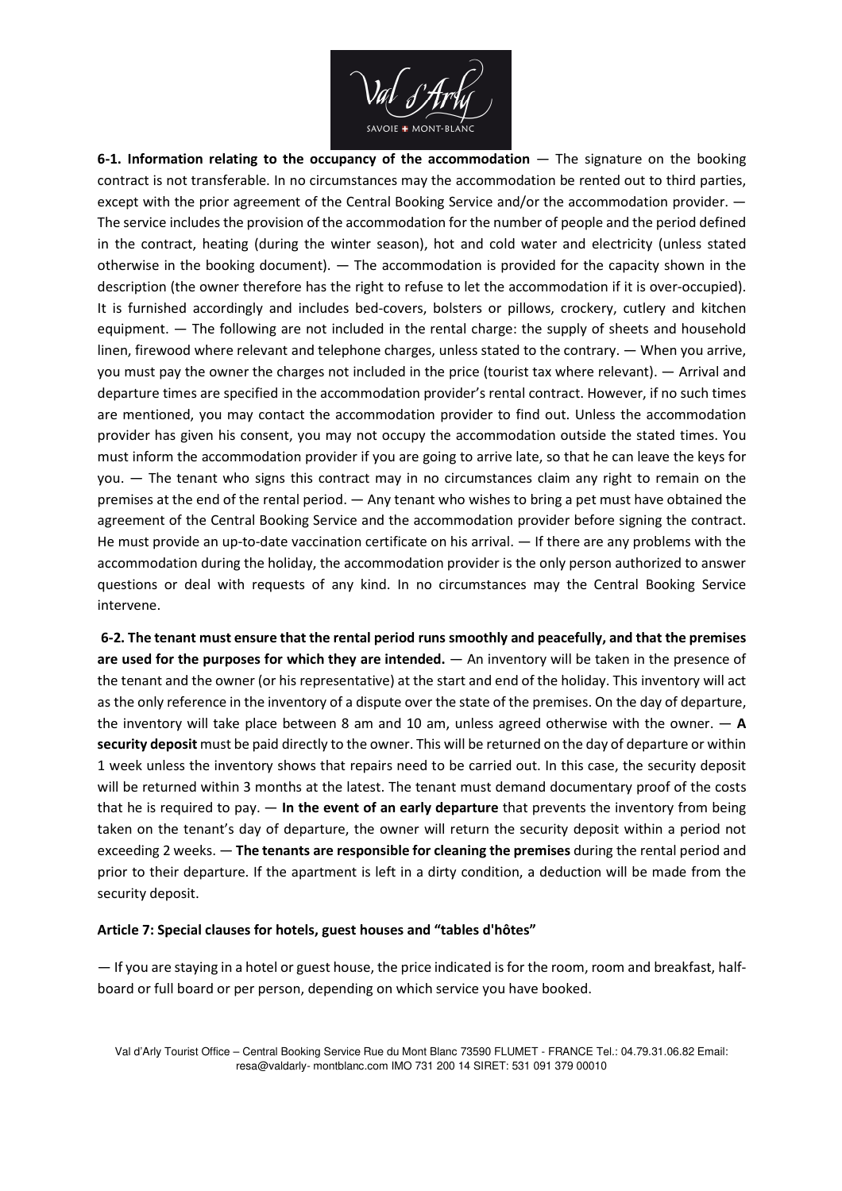**6-1. Information relating to the occupancy of the accommodation** — The signature on the booking contract is not transferable. In no circumstances may the accommodation be rented out to third parties, except with the prior agreement of the Central Booking Service and/or the accommodation provider. — The service includes the provision of the accommodation for the number of people and the period defined in the contract, heating (during the winter season), hot and cold water and electricity (unless stated otherwise in the booking document). — The accommodation is provided for the capacity shown in the description (the owner therefore has the right to refuse to let the accommodation if it is over-occupied). It is furnished accordingly and includes bed-covers, bolsters or pillows, crockery, cutlery and kitchen equipment. — The following are not included in the rental charge: the supply of sheets and household linen, firewood where relevant and telephone charges, unless stated to the contrary. — When you arrive, you must pay the owner the charges not included in the price (tourist tax where relevant). — Arrival and departure times are specified in the accommodation provider's rental contract. However, if no such times are mentioned, you may contact the accommodation provider to find out. Unless the accommodation provider has given his consent, you may not occupy the accommodation outside the stated times. You must inform the accommodation provider if you are going to arrive late, so that he can leave the keys for you. — The tenant who signs this contract may in no circumstances claim any right to remain on the premises at the end of the rental period. — Any tenant who wishes to bring a pet must have obtained the agreement of the Central Booking Service and the accommodation provider before signing the contract. He must provide an up-to-date vaccination certificate on his arrival. — If there are any problems with the accommodation during the holiday, the accommodation provider is the only person authorized to answer questions or deal with requests of any kind. In no circumstances may the Central Booking Service intervene.

**6-2. The tenant must ensure that the rental period runs smoothly and peacefully, and that the premises are used for the purposes for which they are intended.** — An inventory will be taken in the presence of the tenant and the owner (or his representative) at the start and end of the holiday. This inventory will act as the only reference in the inventory of a dispute over the state of the premises. On the day of departure, the inventory will take place between 8 am and 10 am, unless agreed otherwise with the owner. — **A security deposit** must be paid directly to the owner. This will be returned on the day of departure or within 1 week unless the inventory shows that repairs need to be carried out. In this case, the security deposit will be returned within 3 months at the latest. The tenant must demand documentary proof of the costs that he is required to pay. — **In the event of an early departure** that prevents the inventory from being taken on the tenant's day of departure, the owner will return the security deposit within a period not exceeding 2 weeks. — **The tenants are responsible for cleaning the premises** during the rental period and prior to their departure. If the apartment is left in a dirty condition, a deduction will be made from the security deposit.

**Article 7: Special clauses for hotels, guest houses and "tables d'hôtes"**

— If you are staying in a hotel or guest house, the price indicated is for the room, room and breakfast, half-board or full board or per person, depending on which service you have booked.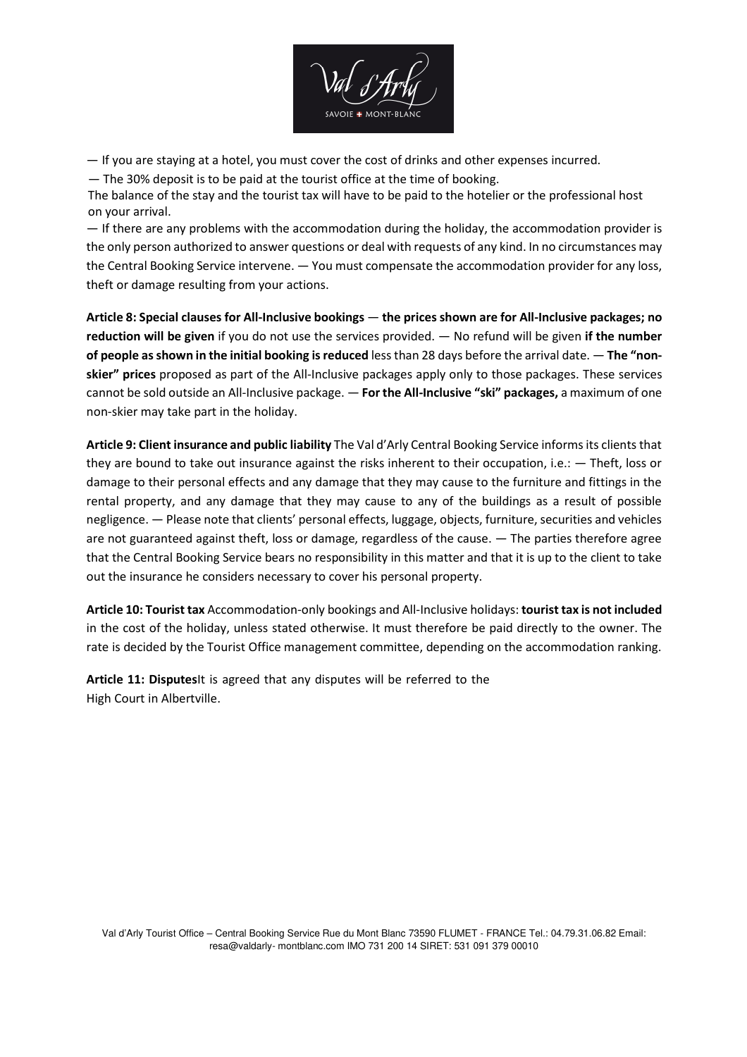— If you are staying at a hotel, you must cover the cost of drinks and other expenses incurred.

— The 30% deposit is to be paid at the tourist office at the time of booking.

The balance of the stay and the tourist tax will have to be paid to the hotelier or the professional host on your arrival.

— If there are any problems with the accommodation during the holiday, the accommodation provider is the only person authorized to answer questions or deal with requests of any kind. In no circumstances may the Central Booking Service intervene. — You must compensate the accommodation provider for any loss, theft or damage resulting from your actions.

**Article 8: Special clauses for All-Inclusive bookings** — **the prices shown are for All-Inclusive packages; no reduction will be given** if you do not use the services provided. — No refund will be given **if the number of people as shown in the initial booking is reduced** less than 28 days before the arrival date. — **The "non-skier" prices** proposed as part of the All-Inclusive packages apply only to those packages. These services cannot be sold outside an All-Inclusive package. — **For the All-Inclusive "ski" packages,** a maximum of one non-skier may take part in the holiday.

**Article 9: Client insurance and public liability** The Val d'Arly Central Booking Service informs its clients that they are bound to take out insurance against the risks inherent to their occupation, i.e.: — Theft, loss or damage to their personal effects and any damage that they may cause to the furniture and fittings in the rental property, and any damage that they may cause to any of the buildings as a result of possible negligence. — Please note that clients' personal effects, luggage, objects, furniture, securities and vehicles are not guaranteed against theft, loss or damage, regardless of the cause. — The parties therefore agree that the Central Booking Service bears no responsibility in this matter and that it is up to the client to take out the insurance he considers necessary to cover his personal property.

**Article 10: Tourist tax** Accommodation-only bookings and All-Inclusive holidays: **tourist tax is not included** in the cost of the holiday, unless stated otherwise. It must therefore be paid directly to the owner. The rate is decided by the Tourist Office management committee, depending on the accommodation ranking.

**Article 11: Disputes**It is agreed that any disputes will be referred to the High Court in Albertville.

Val d'Arly Tourist Office – Central Booking Service Rue du Mont Blanc 73590 FLUMET - FRANCE Tel.: 04.79.31.06.82 Email: resa@valdarly- montblanc.com IMO 731 200 14 SIRET: 531 091 379 00010